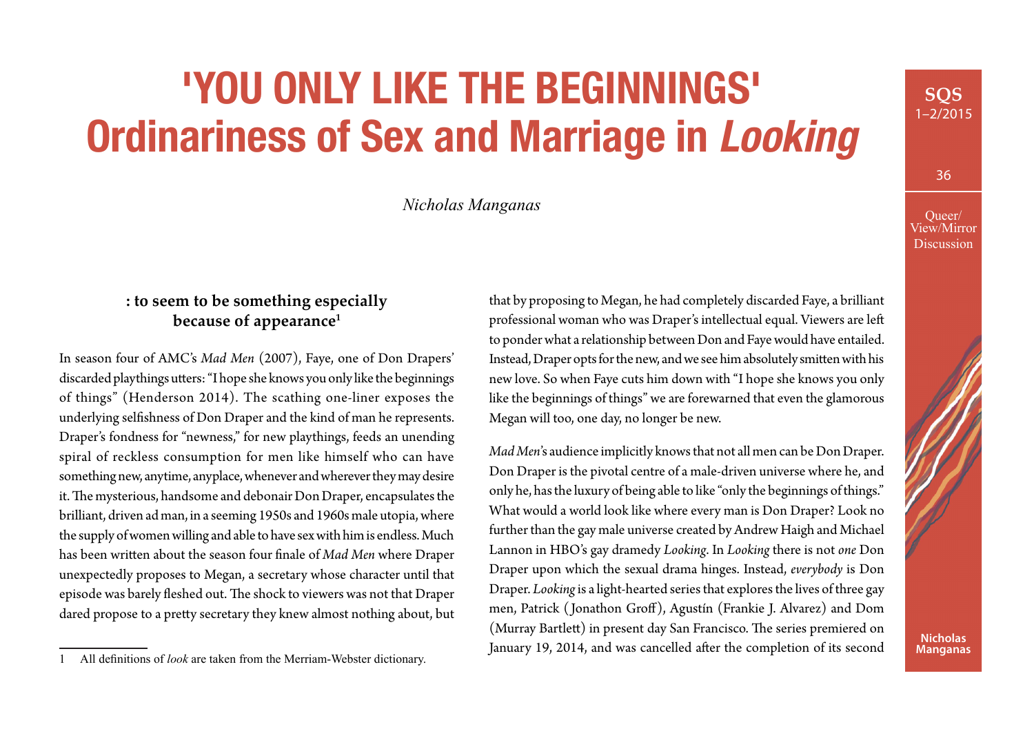# 'YOU ONLY LIKE THE BEGINNINGS' Ordinariness of Sex and Marriage in *Looking*

*Nicholas Manganas*

### : to seem to be something especially because of appearance[1]

In season four of AMC's *Mad Men* (2007), Faye, one of Don Drapers' discarded playthings utters: "I hope she knows you only like the beginnings of things" (Henderson 2014). The scathing one-liner exposes the underlying selfishness of Don Draper and the kind of man he represents. Draper's fondness for "newness," for new playthings, feeds an unending spiral of reckless consumption for men like himself who can have something new, anytime, anyplace, whenever and wherever they may desire it. The mysterious, handsome and debonair Don Draper, encapsulates the brilliant, driven ad man, in a seeming 1950s and 1960s male utopia, where the supply of women willing and able to have sex with him is endless. Much has been written about the season four finale of *Mad Men* where Draper unexpectedly proposes to Megan, a secretary whose character until that episode was barely fleshed out. The shock to viewers was not that Draper dared propose to a pretty secretary they knew almost nothing about, but that by proposing to Megan, he had completely discarded Faye, a brilliant professional woman who was Draper's intellectual equal. Viewers are left to ponder what a relationship between Don and Faye would have entailed. Instead, Draper opts for the new, and we see him absolutely smitten with his new love. So when Faye cuts him down with "I hope she knows you only like the beginnings of things" we are forewarned that even the glamorous Megan will too, one day, no longer be new.

*Mad Men*'s audience implicitly knows that not all men can be Don Draper. Don Draper is the pivotal centre of a male-driven universe where he, and only he, has the luxury of being able to like "only the beginnings of things." What would a world look like where every man is Don Draper? Look no further than the gay male universe created by Andrew Haigh and Michael Lannon in HBO's gay dramedy *Looking*. In *Looking* there is not *one* Don Draper upon which the sexual drama hinges. Instead, *everybody* is Don Draper. *Looking* is a light-hearted series that explores the lives of three gay men, Patrick (Jonathon Groff), Agustín (Frankie J. Alvarez) and Dom (Murray Bartlett) in present day San Francisco. The series premiered on January 19, 2014, and was cancelled after the completion of its second

---

[1] All definitions of *look* are taken from the Merriam-Webster dictionary.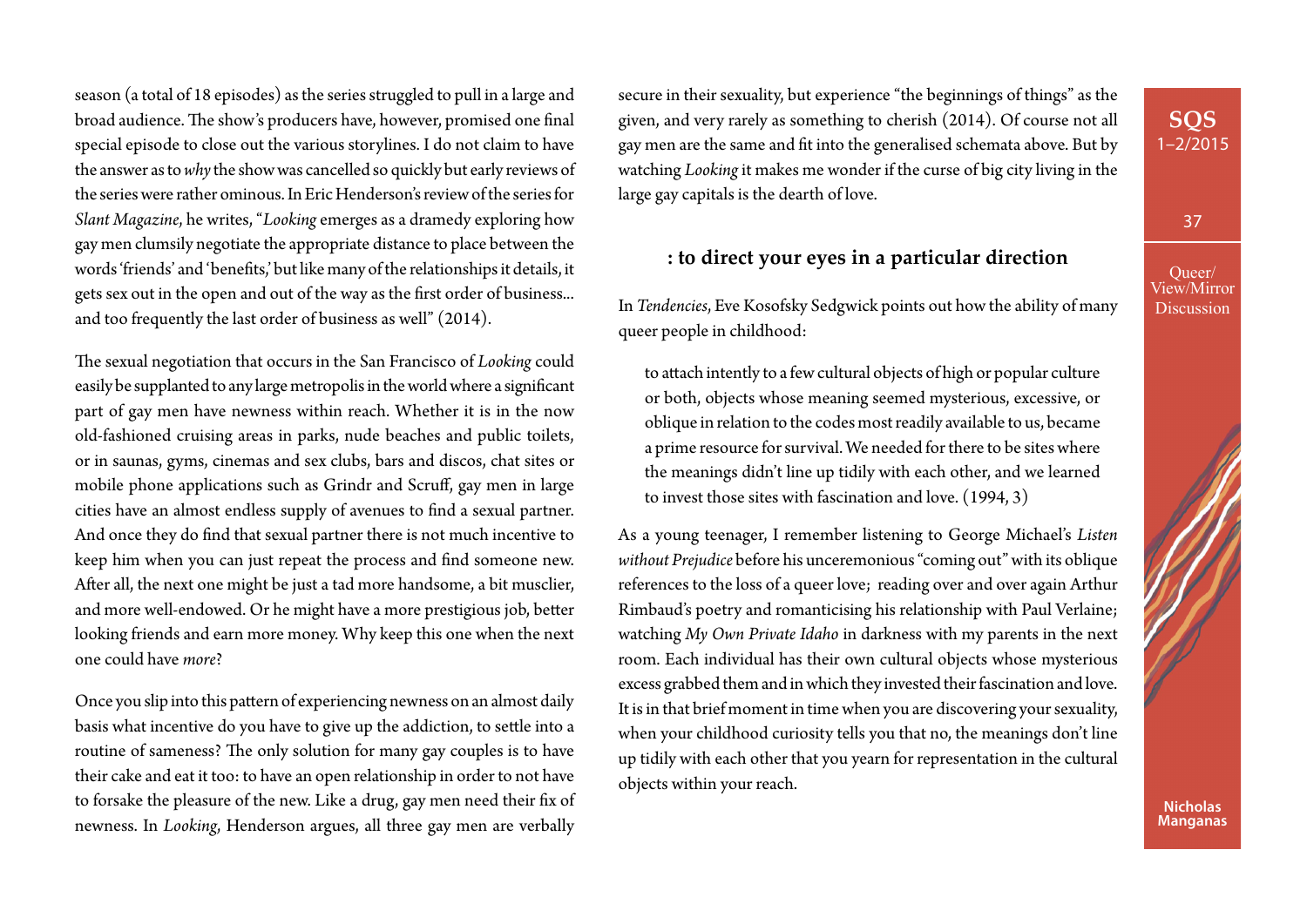season (a total of 18 episodes) as the series struggled to pull in a large and broad audience. The show's producers have, however, promised one final special episode to close out the various storylines. I do not claim to have the answer as to *why* the show was cancelled so quickly but early reviews of the series were rather ominous. In Eric Henderson's review of the series for *Slant Magazine*, he writes, "*Looking* emerges as a dramedy exploring how gay men clumsily negotiate the appropriate distance to place between the words 'friends' and 'benefits,' but like many of the relationships it details, it gets sex out in the open and out of the way as the first order of business... and too frequently the last order of business as well" (2014).

The sexual negotiation that occurs in the San Francisco of *Looking* could easily be supplanted to any large metropolis in the world where a significant part of gay men have newness within reach. Whether it is in the now old-fashioned cruising areas in parks, nude beaches and public toilets, or in saunas, gyms, cinemas and sex clubs, bars and discos, chat sites or mobile phone applications such as Grindr and Scruff, gay men in large cities have an almost endless supply of avenues to find a sexual partner. And once they do find that sexual partner there is not much incentive to keep him when you can just repeat the process and find someone new. After all, the next one might be just a tad more handsome, a bit musclier, and more well-endowed. Or he might have a more prestigious job, better looking friends and earn more money. Why keep this one when the next one could have *more*?

Once you slip into this pattern of experiencing newness on an almost daily basis what incentive do you have to give up the addiction, to settle into a routine of sameness? The only solution for many gay couples is to have their cake and eat it too: to have an open relationship in order to not have to forsake the pleasure of the new. Like a drug, gay men need their fix of newness. In *Looking*, Henderson argues, all three gay men are verbally secure in their sexuality, but experience "the beginnings of things" as the given, and very rarely as something to cherish (2014). Of course not all gay men are the same and fit into the generalised schemata above. But by watching *Looking* it makes me wonder if the curse of big city living in the large gay capitals is the dearth of love.

## : to direct your eyes in a particular direction

In *Tendencies*, Eve Kosofsky Sedgwick points out how the ability of many queer people in childhood:

> to attach intently to a few cultural objects of high or popular culture or both, objects whose meaning seemed mysterious, excessive, or oblique in relation to the codes most readily available to us, became a prime resource for survival. We needed for there to be sites where the meanings didn't line up tidily with each other, and we learned to invest those sites with fascination and love. (1994, 3)

As a young teenager, I remember listening to George Michael's *Listen without Prejudice* before his unceremonious "coming out" with its oblique references to the loss of a queer love; reading over and over again Arthur Rimbaud's poetry and romanticising his relationship with Paul Verlaine; watching *My Own Private Idaho* in darkness with my parents in the next room. Each individual has their own cultural objects whose mysterious excess grabbed them and in which they invested their fascination and love. It is in that brief moment in time when you are discovering your sexuality, when your childhood curiosity tells you that no, the meanings don't line up tidily with each other that you yearn for representation in the cultural objects within your reach.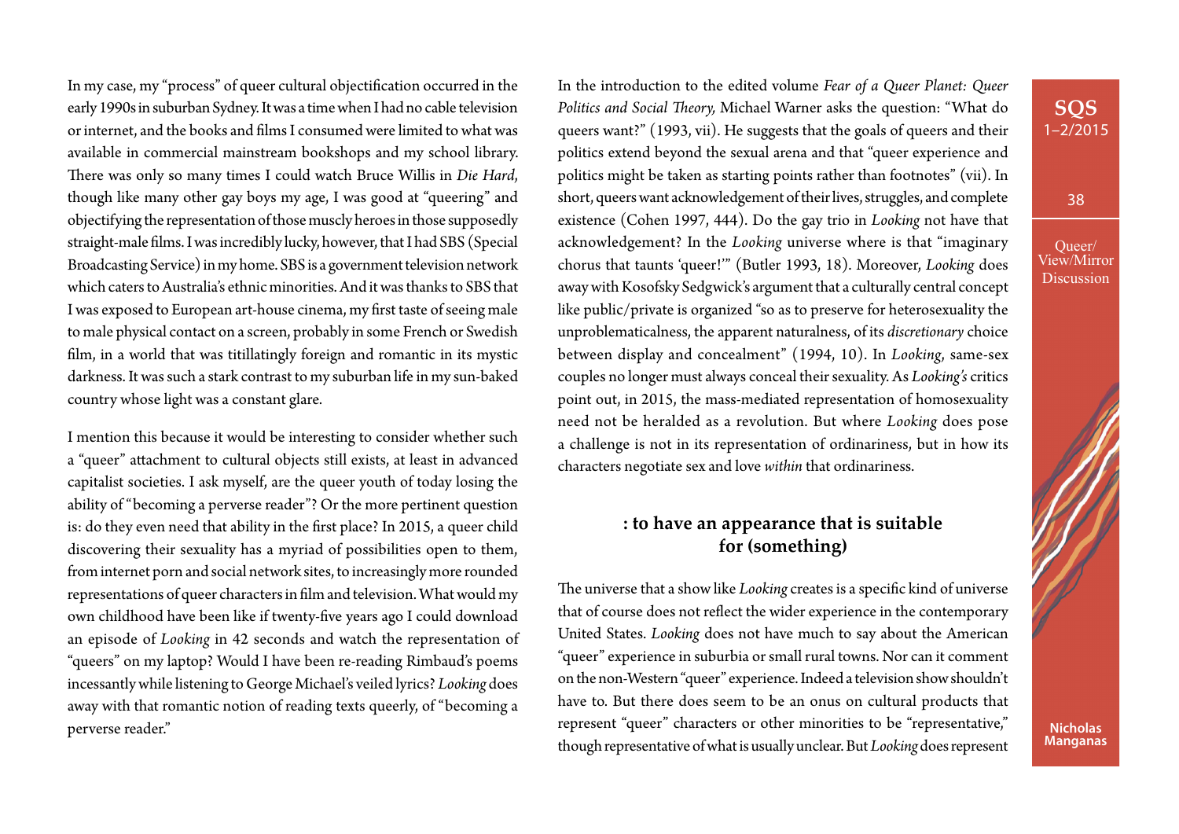In my case, my "process" of queer cultural objectification occurred in the early 1990s in suburban Sydney. It was a time when I had no cable television or internet, and the books and films I consumed were limited to what was available in commercial mainstream bookshops and my school library. There was only so many times I could watch Bruce Willis in *Die Hard*, though like many other gay boys my age, I was good at "queering" and objectifying the representation of those muscly heroes in those supposedly straight-male films. I was incredibly lucky, however, that I had SBS (Special Broadcasting Service) in my home. SBS is a government television network which caters to Australia's ethnic minorities. And it was thanks to SBS that I was exposed to European art-house cinema, my first taste of seeing male to male physical contact on a screen, probably in some French or Swedish film, in a world that was titillatingly foreign and romantic in its mystic darkness. It was such a stark contrast to my suburban life in my sun-baked country whose light was a constant glare.

I mention this because it would be interesting to consider whether such a "queer" attachment to cultural objects still exists, at least in advanced capitalist societies. I ask myself, are the queer youth of today losing the ability of "becoming a perverse reader"? Or the more pertinent question is: do they even need that ability in the first place? In 2015, a queer child discovering their sexuality has a myriad of possibilities open to them, from internet porn and social network sites, to increasingly more rounded representations of queer characters in film and television. What would my own childhood have been like if twenty-five years ago I could download an episode of *Looking* in 42 seconds and watch the representation of "queers" on my laptop? Would I have been re-reading Rimbaud's poems incessantly while listening to George Michael's veiled lyrics? *Looking* does away with that romantic notion of reading texts queerly, of "becoming a perverse reader."

In the introduction to the edited volume *Fear of a Queer Planet: Queer Politics and Social Theory,* Michael Warner asks the question: "What do queers want?" (1993, vii). He suggests that the goals of queers and their politics extend beyond the sexual arena and that "queer experience and politics might be taken as starting points rather than footnotes" (vii). In short, queers want acknowledgement of their lives, struggles, and complete existence (Cohen 1997, 444). Do the gay trio in *Looking* not have that acknowledgement? In the *Looking* universe where is that "imaginary chorus that taunts 'queer!'" (Butler 1993, 18). Moreover, *Looking* does away with Kosofsky Sedgwick's argument that a culturally central concept like public/private is organized "so as to preserve for heterosexuality the unproblematicalness, the apparent naturalness, of its *discretionary* choice between display and concealment" (1994, 10). In *Looking*, same-sex couples no longer must always conceal their sexuality. As *Looking's* critics point out, in 2015, the mass-mediated representation of homosexuality need not be heralded as a revolution. But where *Looking* does pose a challenge is not in its representation of ordinariness, but in how its characters negotiate sex and love *within* that ordinariness.

## : to have an appearance that is suitable for (something)

The universe that a show like *Looking* creates is a specific kind of universe that of course does not reflect the wider experience in the contemporary United States. *Looking* does not have much to say about the American "queer" experience in suburbia or small rural towns. Nor can it comment on the non-Western "queer" experience. Indeed a television show shouldn't have to. But there does seem to be an onus on cultural products that represent "queer" characters or other minorities to be "representative," though representative of what is usually unclear. But *Looking* does represent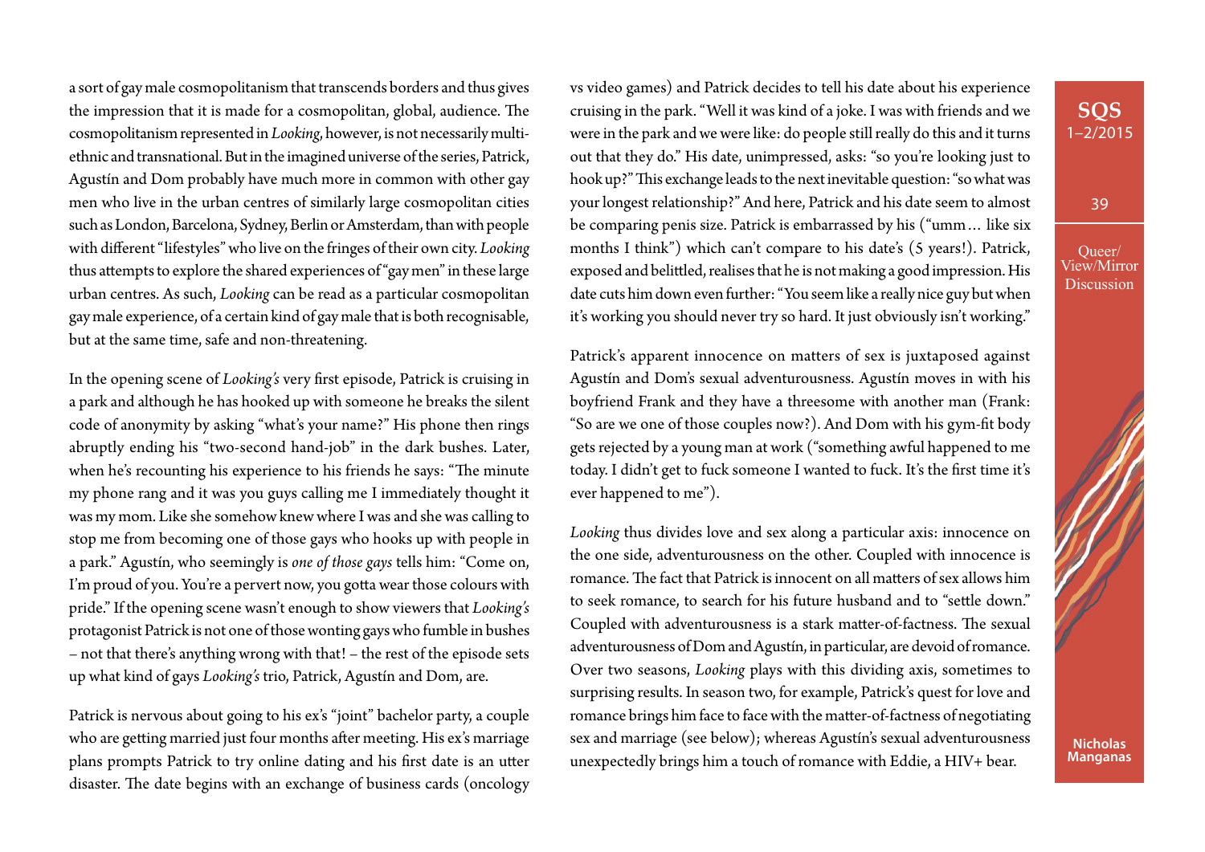a sort of gay male cosmopolitanism that transcends borders and thus gives the impression that it is made for a cosmopolitan, global, audience. The cosmopolitanism represented in *Looking*, however, is not necessarily multi-ethnic and transnational. But in the imagined universe of the series, Patrick, Agustín and Dom probably have much more in common with other gay men who live in the urban centres of similarly large cosmopolitan cities such as London, Barcelona, Sydney, Berlin or Amsterdam, than with people with different "lifestyles" who live on the fringes of their own city. *Looking* thus attempts to explore the shared experiences of "gay men" in these large urban centres. As such, *Looking* can be read as a particular cosmopolitan gay male experience, of a certain kind of gay male that is both recognisable, but at the same time, safe and non-threatening.

In the opening scene of *Looking's* very first episode, Patrick is cruising in a park and although he has hooked up with someone he breaks the silent code of anonymity by asking "what's your name?" His phone then rings abruptly ending his "two-second hand-job" in the dark bushes. Later, when he's recounting his experience to his friends he says: "The minute my phone rang and it was you guys calling me I immediately thought it was my mom. Like she somehow knew where I was and she was calling to stop me from becoming one of those gays who hooks up with people in a park." Agustín, who seemingly is *one of those gays* tells him: "Come on, I'm proud of you. You're a pervert now, you gotta wear those colours with pride." If the opening scene wasn't enough to show viewers that *Looking's* protagonist Patrick is not one of those wonting gays who fumble in bushes – not that there's anything wrong with that! – the rest of the episode sets up what kind of gays *Looking's* trio, Patrick, Agustín and Dom, are.

Patrick is nervous about going to his ex's "joint" bachelor party, a couple who are getting married just four months after meeting. His ex's marriage plans prompts Patrick to try online dating and his first date is an utter disaster. The date begins with an exchange of business cards (oncology vs video games) and Patrick decides to tell his date about his experience cruising in the park. "Well it was kind of a joke. I was with friends and we were in the park and we were like: do people still really do this and it turns out that they do." His date, unimpressed, asks: "so you're looking just to hook up?" This exchange leads to the next inevitable question: "so what was your longest relationship?" And here, Patrick and his date seem to almost be comparing penis size. Patrick is embarrassed by his ("umm… like six months I think") which can't compare to his date's (5 years!). Patrick, exposed and belittled, realises that he is not making a good impression. His date cuts him down even further: "You seem like a really nice guy but when it's working you should never try so hard. It just obviously isn't working."

Patrick's apparent innocence on matters of sex is juxtaposed against Agustín and Dom's sexual adventurousness. Agustín moves in with his boyfriend Frank and they have a threesome with another man (Frank: "So are we one of those couples now?). And Dom with his gym-fit body gets rejected by a young man at work ("something awful happened to me today. I didn't get to fuck someone I wanted to fuck. It's the first time it's ever happened to me").

*Looking* thus divides love and sex along a particular axis: innocence on the one side, adventurousness on the other. Coupled with innocence is romance. The fact that Patrick is innocent on all matters of sex allows him to seek romance, to search for his future husband and to "settle down." Coupled with adventurousness is a stark matter-of-factness. The sexual adventurousness of Dom and Agustín, in particular, are devoid of romance. Over two seasons, *Looking* plays with this dividing axis, sometimes to surprising results. In season two, for example, Patrick's quest for love and romance brings him face to face with the matter-of-factness of negotiating sex and marriage (see below); whereas Agustín's sexual adventurousness unexpectedly brings him a touch of romance with Eddie, a HIV+ bear.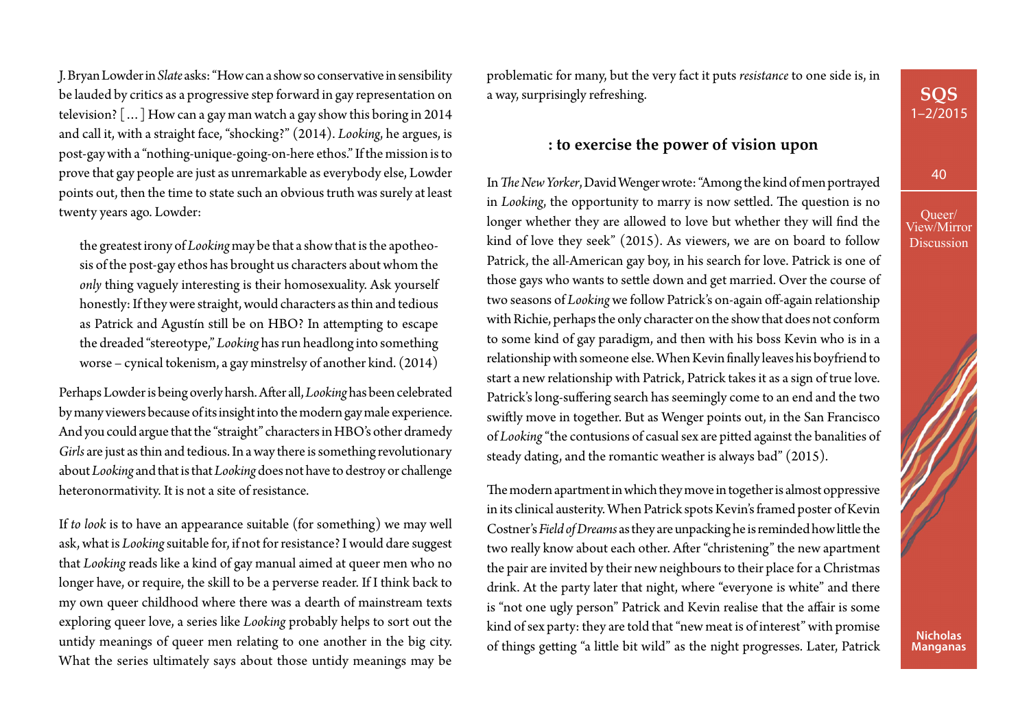J. Bryan Lowder in *Slate* asks: "How can a show so conservative in sensibility be lauded by critics as a progressive step forward in gay representation on television? [ … ] How can a gay man watch a gay show this boring in 2014 and call it, with a straight face, "shocking?" (2014). *Looking*, he argues, is post-gay with a "nothing-unique-going-on-here ethos." If the mission is to prove that gay people are just as unremarkable as everybody else, Lowder points out, then the time to state such an obvious truth was surely at least twenty years ago. Lowder:

> the greatest irony of *Looking* may be that a show that is the apotheosis of the post-gay ethos has brought us characters about whom the *only* thing vaguely interesting is their homosexuality. Ask yourself honestly: If they were straight, would characters as thin and tedious as Patrick and Agustín still be on HBO? In attempting to escape the dreaded "stereotype," *Looking* has run headlong into something worse – cynical tokenism, a gay minstrelsy of another kind. (2014)

Perhaps Lowder is being overly harsh. After all, *Looking* has been celebrated by many viewers because of its insight into the modern gay male experience. And you could argue that the "straight" characters in HBO's other dramedy *Girls* are just as thin and tedious. In a way there is something revolutionary about *Looking* and that is that *Looking* does not have to destroy or challenge heteronormativity. It is not a site of resistance.

If *to look* is to have an appearance suitable (for something) we may well ask, what is *Looking* suitable for, if not for resistance? I would dare suggest that *Looking* reads like a kind of gay manual aimed at queer men who no longer have, or require, the skill to be a perverse reader. If I think back to my own queer childhood where there was a dearth of mainstream texts exploring queer love, a series like *Looking* probably helps to sort out the untidy meanings of queer men relating to one another in the big city. What the series ultimately says about those untidy meanings may be problematic for many, but the very fact it puts *resistance* to one side is, in a way, surprisingly refreshing.

### : to exercise the power of vision upon

In *The New Yorker*, David Wenger wrote: "Among the kind of men portrayed in *Looking*, the opportunity to marry is now settled. The question is no longer whether they are allowed to love but whether they will find the kind of love they seek" (2015). As viewers, we are on board to follow Patrick, the all-American gay boy, in his search for love. Patrick is one of those gays who wants to settle down and get married. Over the course of two seasons of *Looking* we follow Patrick's on-again off-again relationship with Richie, perhaps the only character on the show that does not conform to some kind of gay paradigm, and then with his boss Kevin who is in a relationship with someone else. When Kevin finally leaves his boyfriend to start a new relationship with Patrick, Patrick takes it as a sign of true love. Patrick's long-suffering search has seemingly come to an end and the two swiftly move in together. But as Wenger points out, in the San Francisco of *Looking* "the contusions of casual sex are pitted against the banalities of steady dating, and the romantic weather is always bad" (2015).

The modern apartment in which they move in together is almost oppressive in its clinical austerity. When Patrick spots Kevin's framed poster of Kevin Costner's *Field of Dreams* as they are unpacking he is reminded how little the two really know about each other. After "christening" the new apartment the pair are invited by their new neighbours to their place for a Christmas drink. At the party later that night, where "everyone is white" and there is "not one ugly person" Patrick and Kevin realise that the affair is some kind of sex party: they are told that "new meat is of interest" with promise of things getting "a little bit wild" as the night progresses. Later, Patrick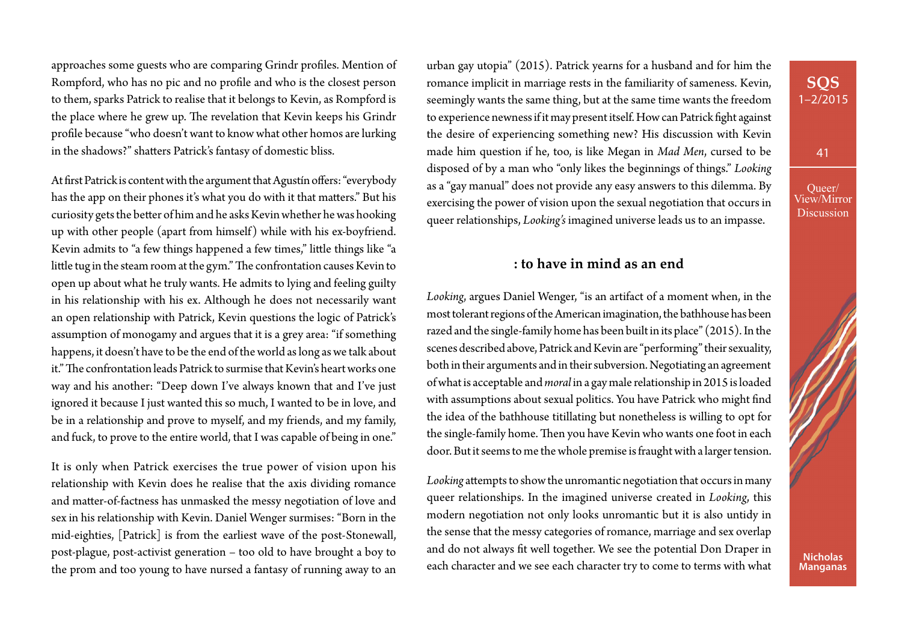approaches some guests who are comparing Grindr profiles. Mention of Rompford, who has no pic and no profile and who is the closest person to them, sparks Patrick to realise that it belongs to Kevin, as Rompford is the place where he grew up. The revelation that Kevin keeps his Grindr profile because "who doesn't want to know what other homos are lurking in the shadows?" shatters Patrick's fantasy of domestic bliss.

At first Patrick is content with the argument that Agustín offers: "everybody has the app on their phones it's what you do with it that matters." But his curiosity gets the better of him and he asks Kevin whether he was hooking up with other people (apart from himself) while with his ex-boyfriend. Kevin admits to "a few things happened a few times," little things like "a little tug in the steam room at the gym." The confrontation causes Kevin to open up about what he truly wants. He admits to lying and feeling guilty in his relationship with his ex. Although he does not necessarily want an open relationship with Patrick, Kevin questions the logic of Patrick's assumption of monogamy and argues that it is a grey area: "if something happens, it doesn't have to be the end of the world as long as we talk about it." The confrontation leads Patrick to surmise that Kevin's heart works one way and his another: "Deep down I've always known that and I've just ignored it because I just wanted this so much, I wanted to be in love, and be in a relationship and prove to myself, and my friends, and my family, and fuck, to prove to the entire world, that I was capable of being in one."

It is only when Patrick exercises the true power of vision upon his relationship with Kevin does he realise that the axis dividing romance and matter-of-factness has unmasked the messy negotiation of love and sex in his relationship with Kevin. Daniel Wenger surmises: "Born in the mid-eighties, [Patrick] is from the earliest wave of the post-Stonewall, post-plague, post-activist generation – too old to have brought a boy to the prom and too young to have nursed a fantasy of running away to an urban gay utopia" (2015). Patrick yearns for a husband and for him the romance implicit in marriage rests in the familiarity of sameness. Kevin, seemingly wants the same thing, but at the same time wants the freedom to experience newness if it may present itself. How can Patrick fight against the desire of experiencing something new? His discussion with Kevin made him question if he, too, is like Megan in *Mad Men*, cursed to be disposed of by a man who "only likes the beginnings of things." *Looking* as a "gay manual" does not provide any easy answers to this dilemma. By exercising the power of vision upon the sexual negotiation that occurs in queer relationships, *Looking's* imagined universe leads us to an impasse.

## : to have in mind as an end

*Looking*, argues Daniel Wenger, "is an artifact of a moment when, in the most tolerant regions of the American imagination, the bathhouse has been razed and the single-family home has been built in its place" (2015). In the scenes described above, Patrick and Kevin are "performing" their sexuality, both in their arguments and in their subversion. Negotiating an agreement of what is acceptable and *moral* in a gay male relationship in 2015 is loaded with assumptions about sexual politics. You have Patrick who might find the idea of the bathhouse titillating but nonetheless is willing to opt for the single-family home. Then you have Kevin who wants one foot in each door. But it seems to me the whole premise is fraught with a larger tension.

*Looking* attempts to show the unromantic negotiation that occurs in many queer relationships. In the imagined universe created in *Looking*, this modern negotiation not only looks unromantic but it is also untidy in the sense that the messy categories of romance, marriage and sex overlap and do not always fit well together. We see the potential Don Draper in each character and we see each character try to come to terms with what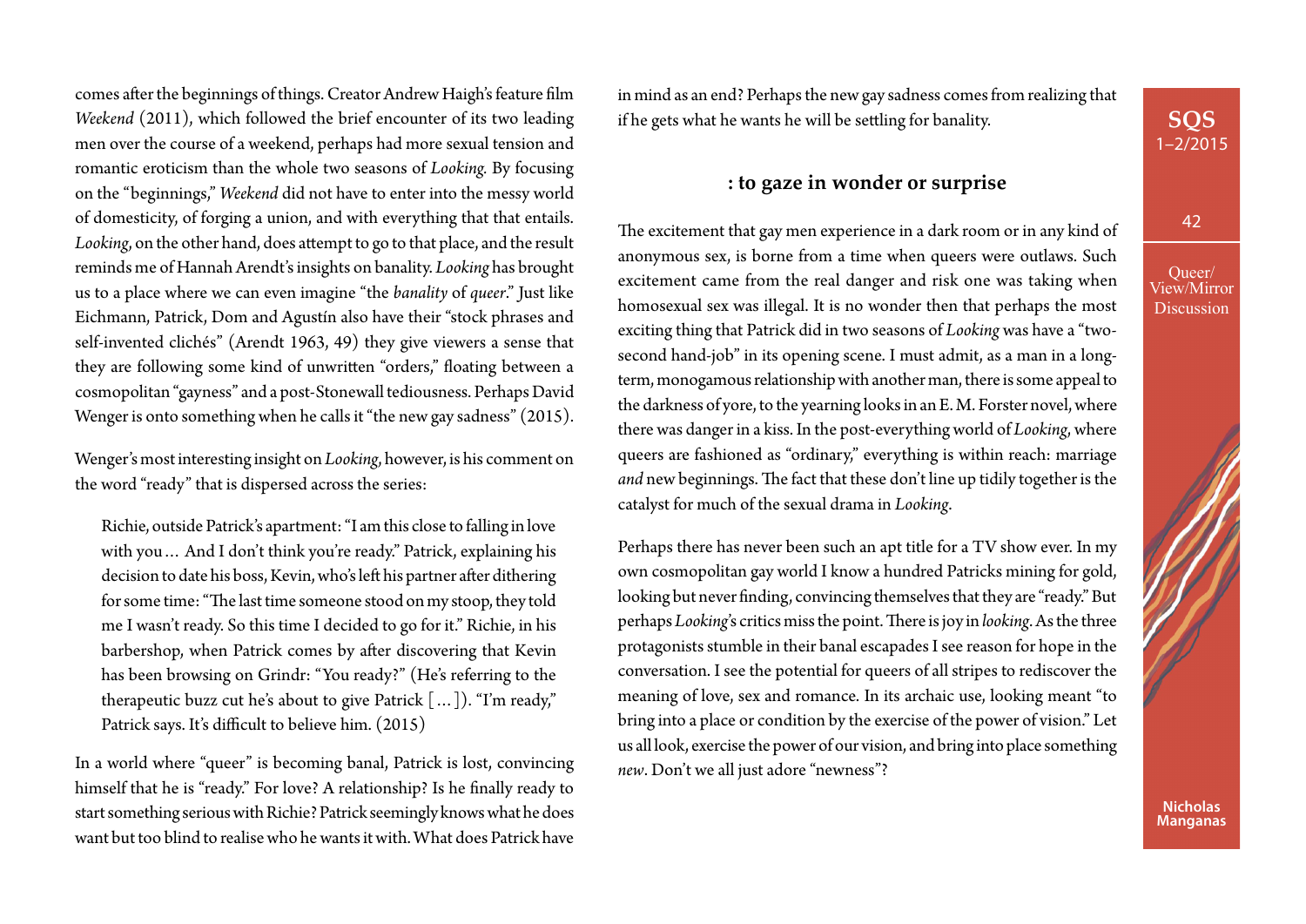comes after the beginnings of things. Creator Andrew Haigh's feature film *Weekend* (2011), which followed the brief encounter of its two leading men over the course of a weekend, perhaps had more sexual tension and romantic eroticism than the whole two seasons of *Looking.* By focusing on the "beginnings," *Weekend* did not have to enter into the messy world of domesticity, of forging a union, and with everything that that entails. *Looking*, on the other hand, does attempt to go to that place, and the result reminds me of Hannah Arendt's insights on banality. *Looking* has brought us to a place where we can even imagine "the *banality* of *queer*." Just like Eichmann, Patrick, Dom and Agustín also have their "stock phrases and self-invented clichés" (Arendt 1963, 49) they give viewers a sense that they are following some kind of unwritten "orders," floating between a cosmopolitan "gayness" and a post-Stonewall tediousness. Perhaps David Wenger is onto something when he calls it "the new gay sadness" (2015).

Wenger's most interesting insight on *Looking*, however, is his comment on the word "ready" that is dispersed across the series:

> Richie, outside Patrick's apartment: "I am this close to falling in love with you… And I don't think you're ready." Patrick, explaining his decision to date his boss, Kevin, who's left his partner after dithering for some time: "The last time someone stood on my stoop, they told me I wasn't ready. So this time I decided to go for it." Richie, in his barbershop, when Patrick comes by after discovering that Kevin has been browsing on Grindr: "You ready?" (He's referring to the therapeutic buzz cut he's about to give Patrick […]). "I'm ready," Patrick says. It's difficult to believe him. (2015)

In a world where "queer" is becoming banal, Patrick is lost, convincing himself that he is "ready." For love? A relationship? Is he finally ready to start something serious with Richie? Patrick seemingly knows what he does want but too blind to realise who he wants it with. What does Patrick have in mind as an end? Perhaps the new gay sadness comes from realizing that if he gets what he wants he will be settling for banality.

### : to gaze in wonder or surprise

The excitement that gay men experience in a dark room or in any kind of anonymous sex, is borne from a time when queers were outlaws. Such excitement came from the real danger and risk one was taking when homosexual sex was illegal. It is no wonder then that perhaps the most exciting thing that Patrick did in two seasons of *Looking* was have a "two-second hand-job" in its opening scene. I must admit, as a man in a long-term, monogamous relationship with another man, there is some appeal to the darkness of yore, to the yearning looks in an E. M. Forster novel, where there was danger in a kiss. In the post-everything world of *Looking*, where queers are fashioned as "ordinary," everything is within reach: marriage *and* new beginnings. The fact that these don't line up tidily together is the catalyst for much of the sexual drama in *Looking*.

Perhaps there has never been such an apt title for a TV show ever. In my own cosmopolitan gay world I know a hundred Patricks mining for gold, looking but never finding, convincing themselves that they are "ready." But perhaps *Looking*'s critics miss the point. There is joy in *looking*. As the three protagonists stumble in their banal escapades I see reason for hope in the conversation. I see the potential for queers of all stripes to rediscover the meaning of love, sex and romance. In its archaic use, looking meant "to bring into a place or condition by the exercise of the power of vision." Let us all look, exercise the power of our vision, and bring into place something *new*. Don't we all just adore "newness"?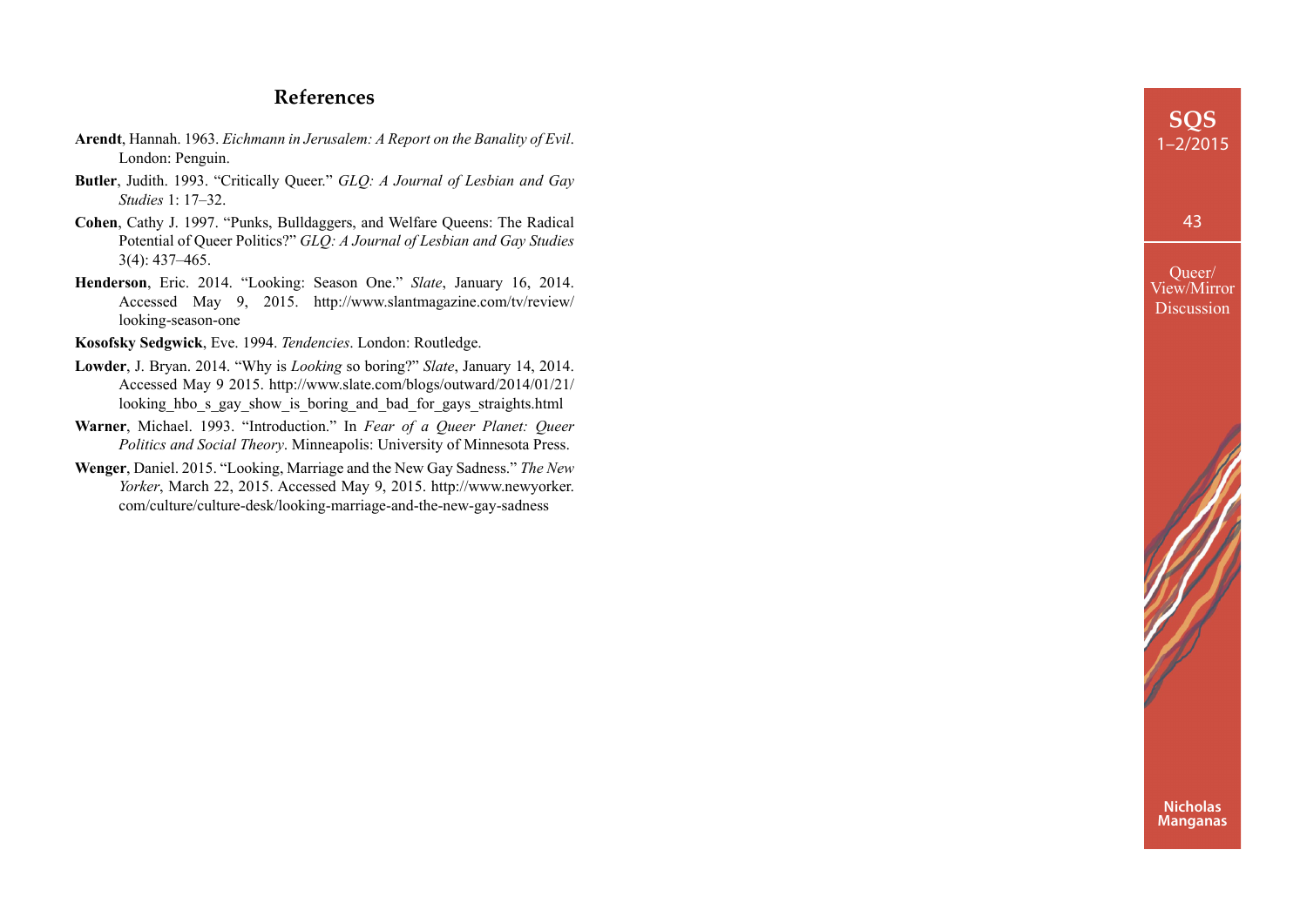## References

**Arendt**, Hannah. 1963. *Eichmann in Jerusalem: A Report on the Banality of Evil*. London: Penguin.

**Butler**, Judith. 1993. "Critically Queer." *GLQ: A Journal of Lesbian and Gay Studies* 1: 17–32.

**Cohen**, Cathy J. 1997. "Punks, Bulldaggers, and Welfare Queens: The Radical Potential of Queer Politics?" *GLQ: A Journal of Lesbian and Gay Studies* 3(4): 437–465.

**Henderson**, Eric. 2014. "Looking: Season One." *Slate*, January 16, 2014. Accessed May 9, 2015. http://www.slantmagazine.com/tv/review/looking-season-one

**Kosofsky Sedgwick**, Eve. 1994. *Tendencies*. London: Routledge.

**Lowder**, J. Bryan. 2014. "Why is *Looking* so boring?" *Slate*, January 14, 2014. Accessed May 9 2015. http://www.slate.com/blogs/outward/2014/01/21/looking_hbo_s_gay_show_is_boring_and_bad_for_gays_straights.html

**Warner**, Michael. 1993. "Introduction." In *Fear of a Queer Planet: Queer Politics and Social Theory*. Minneapolis: University of Minnesota Press.

**Wenger**, Daniel. 2015. "Looking, Marriage and the New Gay Sadness." *The New Yorker*, March 22, 2015. Accessed May 9, 2015. http://www.newyorker.com/culture/culture-desk/looking-marriage-and-the-new-gay-sadness